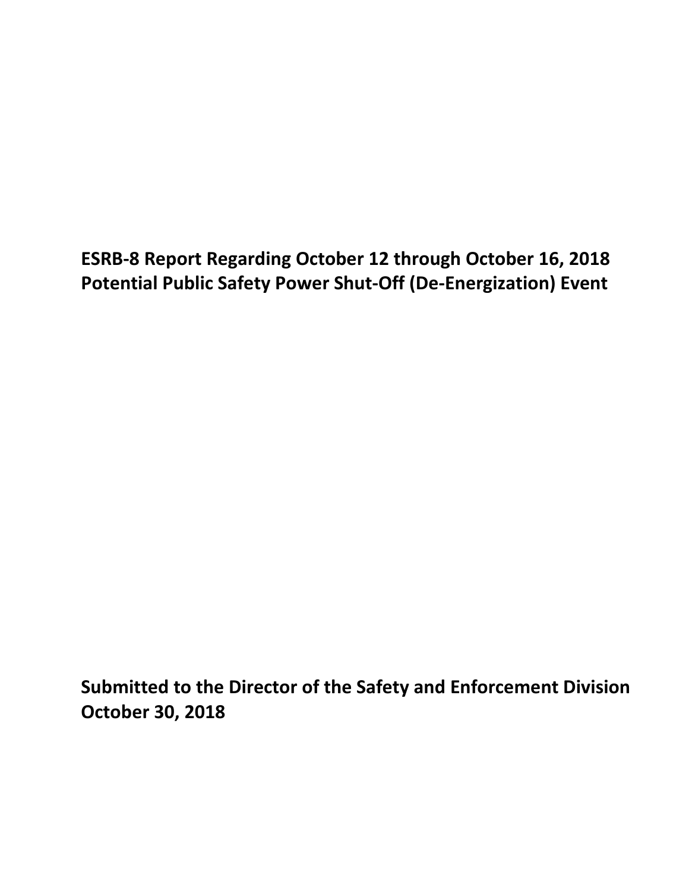# ESRB-8 Report Regarding October 12 through October 16, 2018 Potential Public Safety Power Shut-Off (De-Energization) Event

**Submitted to the Director of the Safety and Enforcement Division**
**October 30, 2018**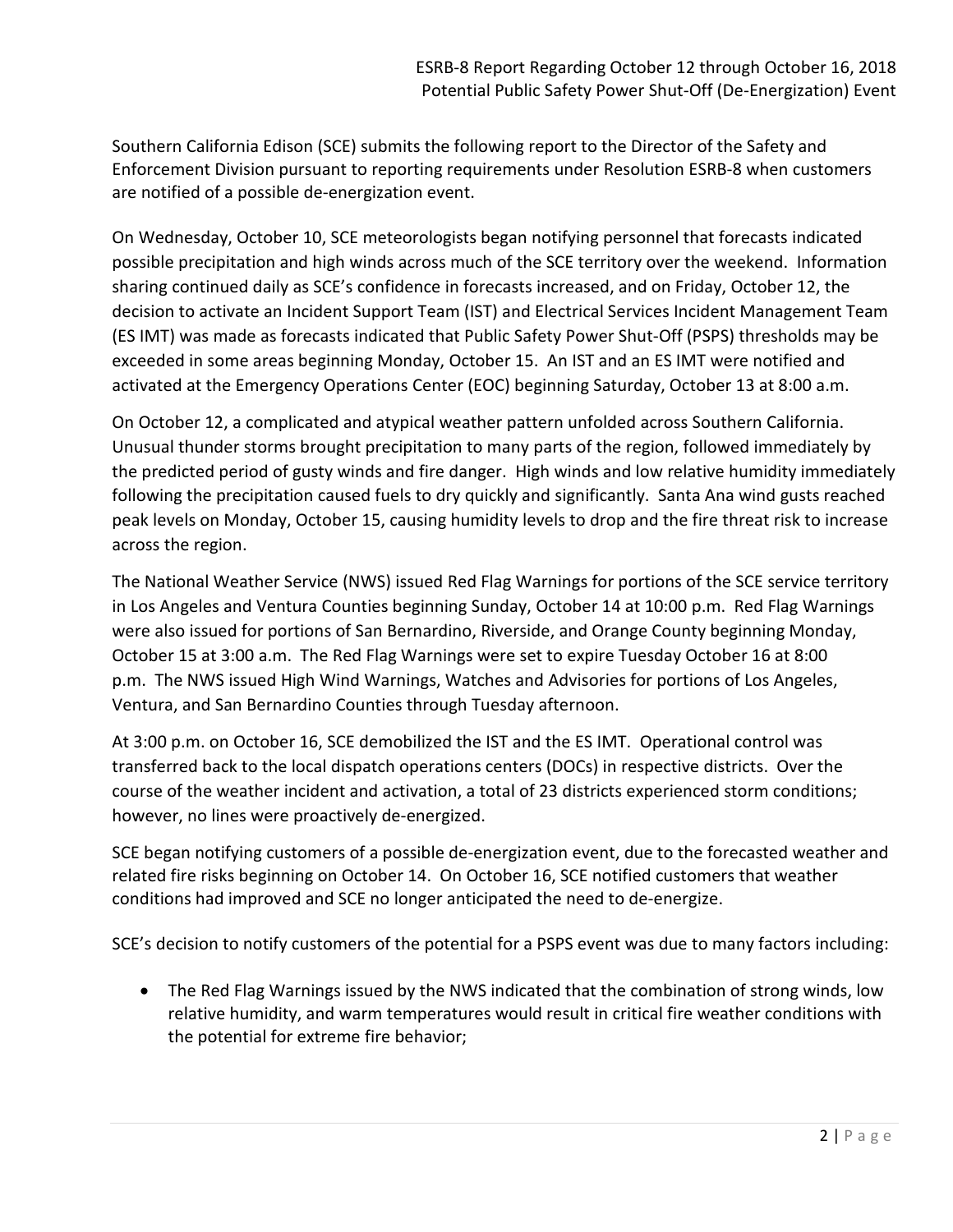Southern California Edison (SCE) submits the following report to the Director of the Safety and Enforcement Division pursuant to reporting requirements under Resolution ESRB-8 when customers are notified of a possible de-energization event.

On Wednesday, October 10, SCE meteorologists began notifying personnel that forecasts indicated possible precipitation and high winds across much of the SCE territory over the weekend. Information sharing continued daily as SCE's confidence in forecasts increased, and on Friday, October 12, the decision to activate an Incident Support Team (IST) and Electrical Services Incident Management Team (ES IMT) was made as forecasts indicated that Public Safety Power Shut-Off (PSPS) thresholds may be exceeded in some areas beginning Monday, October 15. An IST and an ES IMT were notified and activated at the Emergency Operations Center (EOC) beginning Saturday, October 13 at 8:00 a.m.

On October 12, a complicated and atypical weather pattern unfolded across Southern California. Unusual thunder storms brought precipitation to many parts of the region, followed immediately by the predicted period of gusty winds and fire danger. High winds and low relative humidity immediately following the precipitation caused fuels to dry quickly and significantly. Santa Ana wind gusts reached peak levels on Monday, October 15, causing humidity levels to drop and the fire threat risk to increase across the region.

The National Weather Service (NWS) issued Red Flag Warnings for portions of the SCE service territory in Los Angeles and Ventura Counties beginning Sunday, October 14 at 10:00 p.m. Red Flag Warnings were also issued for portions of San Bernardino, Riverside, and Orange County beginning Monday, October 15 at 3:00 a.m. The Red Flag Warnings were set to expire Tuesday October 16 at 8:00 p.m. The NWS issued High Wind Warnings, Watches and Advisories for portions of Los Angeles, Ventura, and San Bernardino Counties through Tuesday afternoon.

At 3:00 p.m. on October 16, SCE demobilized the IST and the ES IMT. Operational control was transferred back to the local dispatch operations centers (DOCs) in respective districts. Over the course of the weather incident and activation, a total of 23 districts experienced storm conditions; however, no lines were proactively de-energized.

SCE began notifying customers of a possible de-energization event, due to the forecasted weather and related fire risks beginning on October 14. On October 16, SCE notified customers that weather conditions had improved and SCE no longer anticipated the need to de-energize.

SCE's decision to notify customers of the potential for a PSPS event was due to many factors including:

- The Red Flag Warnings issued by the NWS indicated that the combination of strong winds, low relative humidity, and warm temperatures would result in critical fire weather conditions with the potential for extreme fire behavior;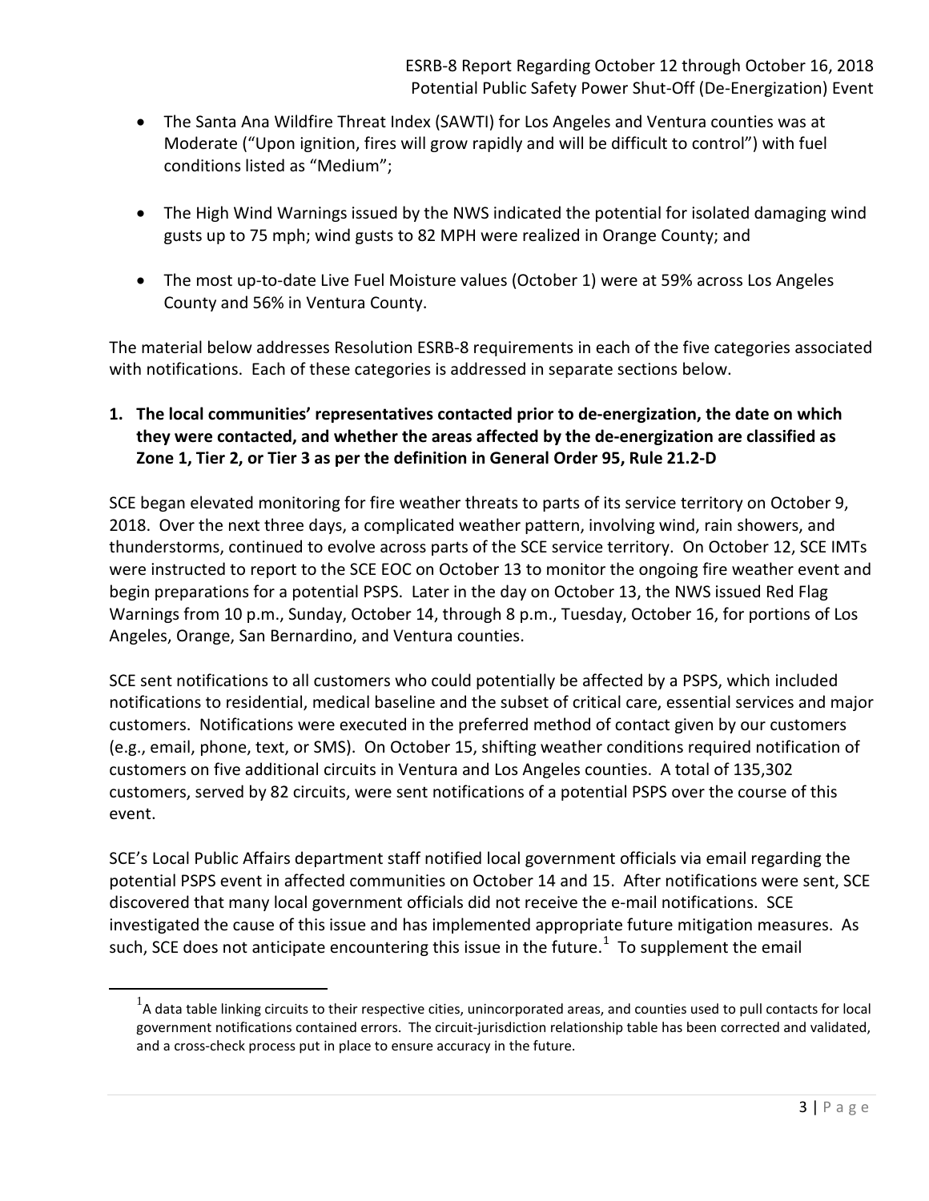- The Santa Ana Wildfire Threat Index (SAWTI) for Los Angeles and Ventura counties was at Moderate ("Upon ignition, fires will grow rapidly and will be difficult to control") with fuel conditions listed as "Medium";

- The High Wind Warnings issued by the NWS indicated the potential for isolated damaging wind gusts up to 75 mph; wind gusts to 82 MPH were realized in Orange County; and

- The most up-to-date Live Fuel Moisture values (October 1) were at 59% across Los Angeles County and 56% in Ventura County.

The material below addresses Resolution ESRB-8 requirements in each of the five categories associated with notifications. Each of these categories is addressed in separate sections below.

**1. The local communities' representatives contacted prior to de-energization, the date on which they were contacted, and whether the areas affected by the de-energization are classified as Zone 1, Tier 2, or Tier 3 as per the definition in General Order 95, Rule 21.2-D**

SCE began elevated monitoring for fire weather threats to parts of its service territory on October 9, 2018. Over the next three days, a complicated weather pattern, involving wind, rain showers, and thunderstorms, continued to evolve across parts of the SCE service territory. On October 12, SCE IMTs were instructed to report to the SCE EOC on October 13 to monitor the ongoing fire weather event and begin preparations for a potential PSPS. Later in the day on October 13, the NWS issued Red Flag Warnings from 10 p.m., Sunday, October 14, through 8 p.m., Tuesday, October 16, for portions of Los Angeles, Orange, San Bernardino, and Ventura counties.

SCE sent notifications to all customers who could potentially be affected by a PSPS, which included notifications to residential, medical baseline and the subset of critical care, essential services and major customers. Notifications were executed in the preferred method of contact given by our customers (e.g., email, phone, text, or SMS). On October 15, shifting weather conditions required notification of customers on five additional circuits in Ventura and Los Angeles counties. A total of 135,302 customers, served by 82 circuits, were sent notifications of a potential PSPS over the course of this event.

SCE's Local Public Affairs department staff notified local government officials via email regarding the potential PSPS event in affected communities on October 14 and 15. After notifications were sent, SCE discovered that many local government officials did not receive the e-mail notifications. SCE investigated the cause of this issue and has implemented appropriate future mitigation measures. As such, SCE does not anticipate encountering this issue in the future.[1] To supplement the email

[1] A data table linking circuits to their respective cities, unincorporated areas, and counties used to pull contacts for local government notifications contained errors. The circuit-jurisdiction relationship table has been corrected and validated, and a cross-check process put in place to ensure accuracy in the future.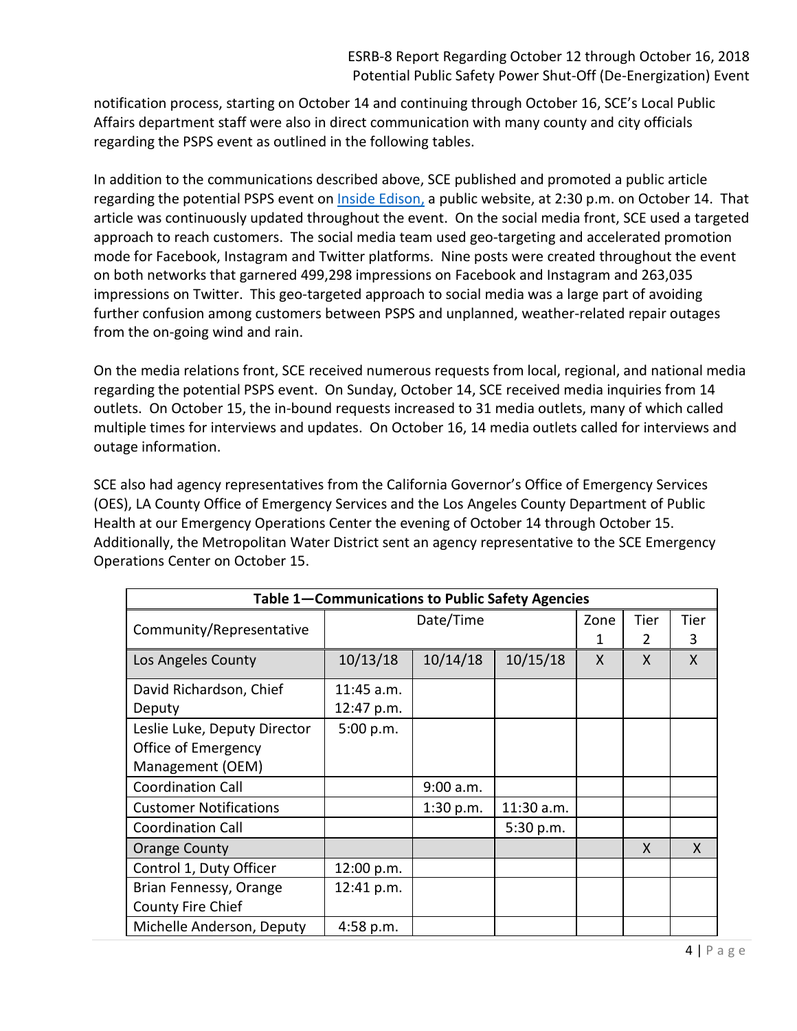notification process, starting on October 14 and continuing through October 16, SCE's Local Public Affairs department staff were also in direct communication with many county and city officials regarding the PSPS event as outlined in the following tables.

In addition to the communications described above, SCE published and promoted a public article regarding the potential PSPS event on Inside Edison, a public website, at 2:30 p.m. on October 14. That article was continuously updated throughout the event. On the social media front, SCE used a targeted approach to reach customers. The social media team used geo-targeting and accelerated promotion mode for Facebook, Instagram and Twitter platforms. Nine posts were created throughout the event on both networks that garnered 499,298 impressions on Facebook and Instagram and 263,035 impressions on Twitter. This geo-targeted approach to social media was a large part of avoiding further confusion among customers between PSPS and unplanned, weather-related repair outages from the on-going wind and rain.

On the media relations front, SCE received numerous requests from local, regional, and national media regarding the potential PSPS event. On Sunday, October 14, SCE received media inquiries from 14 outlets. On October 15, the in-bound requests increased to 31 media outlets, many of which called multiple times for interviews and updates. On October 16, 14 media outlets called for interviews and outage information.

SCE also had agency representatives from the California Governor's Office of Emergency Services (OES), LA County Office of Emergency Services and the Los Angeles County Department of Public Health at our Emergency Operations Center the evening of October 14 through October 15. Additionally, the Metropolitan Water District sent an agency representative to the SCE Emergency Operations Center on October 15.

**Table 1—Communications to Public Safety Agencies**

| Community/Representative | Date/Time | | | Zone 1 | Tier 2 | Tier 3 |
|---|---|---|---|---|---|---|
| **Los Angeles County** | 10/13/18 | 10/14/18 | 10/15/18 | X | X | X |
| David Richardson, Chief Deputy | 11:45 a.m.<br>12:47 p.m. | | | | | |
| Leslie Luke, Deputy Director Office of Emergency Management (OEM) | 5:00 p.m. | | | | | |
| Coordination Call | | 9:00 a.m. | | | | |
| Customer Notifications | | 1:30 p.m. | 11:30 a.m. | | | |
| Coordination Call | | | 5:30 p.m. | | | |
| **Orange County** | | | | | X | X |
| Control 1, Duty Officer | 12:00 p.m. | | | | | |
| Brian Fennessy, Orange County Fire Chief | 12:41 p.m. | | | | | |
| Michelle Anderson, Deputy | 4:58 p.m. | | | | | |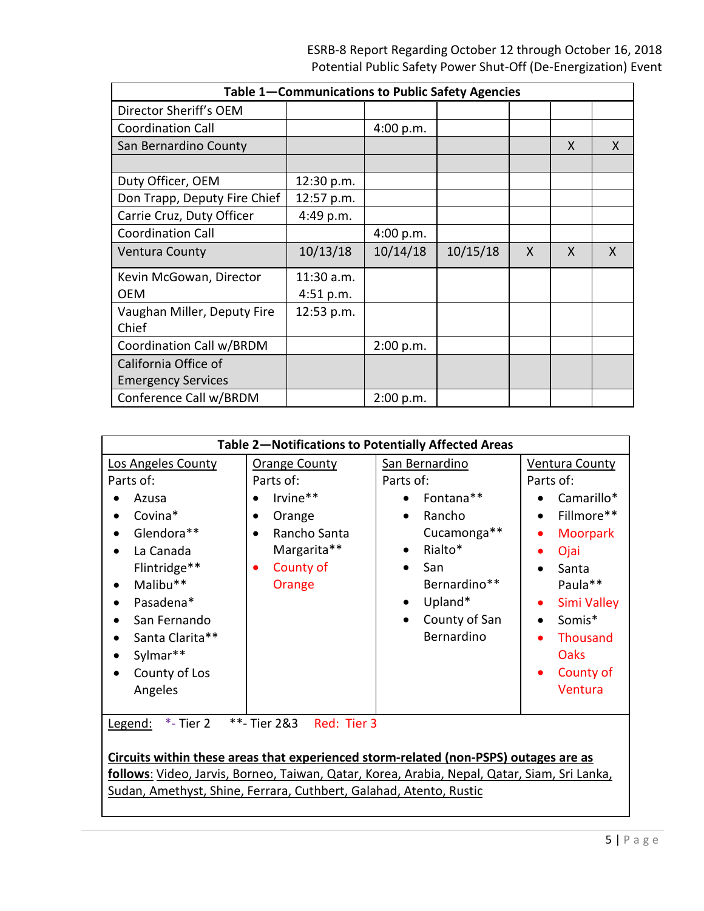| Table 1—Communications to Public Safety Agencies | | | | | | |
|---|---|---|---|---|---|---|
| Director Sheriff's OEM | | | | | | |
| Coordination Call | | 4:00 p.m. | | | | |
| San Bernardino County | | | | | X | X |
| | | | | | | |
| Duty Officer, OEM | 12:30 p.m. | | | | | |
| Don Trapp, Deputy Fire Chief | 12:57 p.m. | | | | | |
| Carrie Cruz, Duty Officer | 4:49 p.m. | | | | | |
| Coordination Call | | 4:00 p.m. | | | | |
| Ventura County | 10/13/18 | 10/14/18 | 10/15/18 | X | X | X |
| Kevin McGowan, Director OEM | 11:30 a.m. 4:51 p.m. | | | | | |
| Vaughan Miller, Deputy Fire Chief | 12:53 p.m. | | | | | |
| Coordination Call w/BRDM | | 2:00 p.m. | | | | |
| California Office of Emergency Services | | | | | | |
| Conference Call w/BRDM | | 2:00 p.m. | | | | |

**Table 2—Notifications to Potentially Affected Areas**

| Los Angeles County | Orange County | San Bernardino | Ventura County |
|---|---|---|---|
| Parts of: | Parts of: | Parts of: | Parts of: |
| • Azusa<br>• Covina*<br>• Glendora**<br>• La Canada Flintridge**<br>• Malibu**<br>• Pasadena*<br>• San Fernando<br>• Santa Clarita**<br>• Sylmar**<br>• County of Los Angeles | • Irvine**<br>• Orange<br>• Rancho Santa Margarita**<br>• County of Orange | • Fontana**<br>• Rancho Cucamonga**<br>• Rialto*<br>• San Bernardino**<br>• Upland*<br>• County of San Bernardino | • Camarillo*<br>• Fillmore**<br>• Moorpark<br>• Ojai<br>• Santa Paula**<br>• Simi Valley<br>• Somis*<br>• Thousand Oaks<br>• County of Ventura |

Legend: *- Tier 2 **- Tier 2&3 Red: Tier 3

**Circuits within these areas that experienced storm-related (non-PSPS) outages are as follows**: Video, Jarvis, Borneo, Taiwan, Qatar, Korea, Arabia, Nepal, Qatar, Siam, Sri Lanka, Sudan, Amethyst, Shine, Ferrara, Cuthbert, Galahad, Atento, Rustic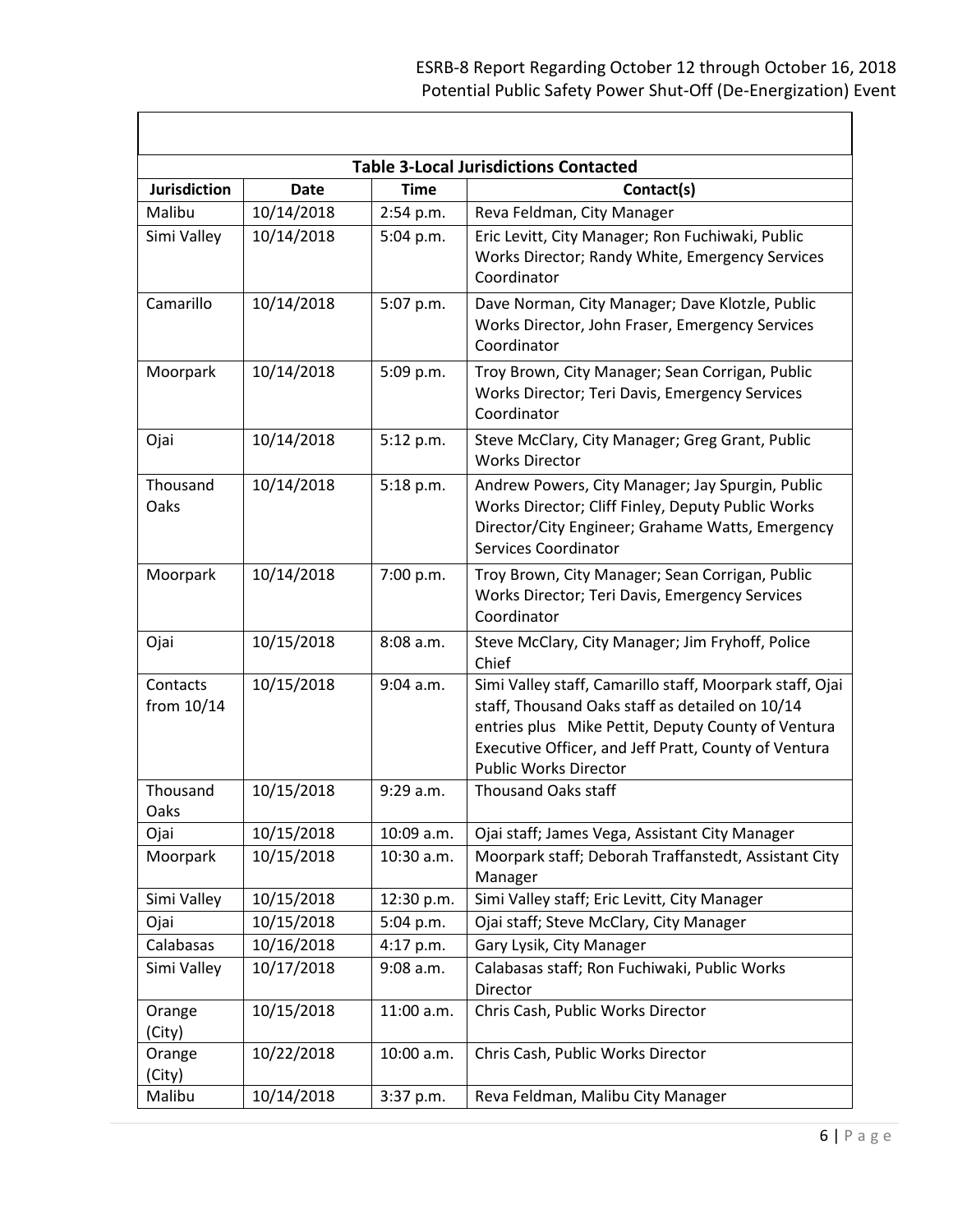**Table 3-Local Jurisdictions Contacted**

| Jurisdiction | Date | Time | Contact(s) |
| --- | --- | --- | --- |
| Malibu | 10/14/2018 | 2:54 p.m. | Reva Feldman, City Manager |
| Simi Valley | 10/14/2018 | 5:04 p.m. | Eric Levitt, City Manager; Ron Fuchiwaki, Public Works Director; Randy White, Emergency Services Coordinator |
| Camarillo | 10/14/2018 | 5:07 p.m. | Dave Norman, City Manager; Dave Klotzle, Public Works Director, John Fraser, Emergency Services Coordinator |
| Moorpark | 10/14/2018 | 5:09 p.m. | Troy Brown, City Manager; Sean Corrigan, Public Works Director; Teri Davis, Emergency Services Coordinator |
| Ojai | 10/14/2018 | 5:12 p.m. | Steve McClary, City Manager; Greg Grant, Public Works Director |
| Thousand Oaks | 10/14/2018 | 5:18 p.m. | Andrew Powers, City Manager; Jay Spurgin, Public Works Director; Cliff Finley, Deputy Public Works Director/City Engineer; Grahame Watts, Emergency Services Coordinator |
| Moorpark | 10/14/2018 | 7:00 p.m. | Troy Brown, City Manager; Sean Corrigan, Public Works Director; Teri Davis, Emergency Services Coordinator |
| Ojai | 10/15/2018 | 8:08 a.m. | Steve McClary, City Manager; Jim Fryhoff, Police Chief |
| Contacts from 10/14 | 10/15/2018 | 9:04 a.m. | Simi Valley staff, Camarillo staff, Moorpark staff, Ojai staff, Thousand Oaks staff as detailed on 10/14 entries plus Mike Pettit, Deputy County of Ventura Executive Officer, and Jeff Pratt, County of Ventura Public Works Director |
| Thousand Oaks | 10/15/2018 | 9:29 a.m. | Thousand Oaks staff |
| Ojai | 10/15/2018 | 10:09 a.m. | Ojai staff; James Vega, Assistant City Manager |
| Moorpark | 10/15/2018 | 10:30 a.m. | Moorpark staff; Deborah Traffanstedt, Assistant City Manager |
| Simi Valley | 10/15/2018 | 12:30 p.m. | Simi Valley staff; Eric Levitt, City Manager |
| Ojai | 10/15/2018 | 5:04 p.m. | Ojai staff; Steve McClary, City Manager |
| Calabasas | 10/16/2018 | 4:17 p.m. | Gary Lysik, City Manager |
| Simi Valley | 10/17/2018 | 9:08 a.m. | Calabasas staff; Ron Fuchiwaki, Public Works Director |
| Orange (City) | 10/15/2018 | 11:00 a.m. | Chris Cash, Public Works Director |
| Orange (City) | 10/22/2018 | 10:00 a.m. | Chris Cash, Public Works Director |
| Malibu | 10/14/2018 | 3:37 p.m. | Reva Feldman, Malibu City Manager |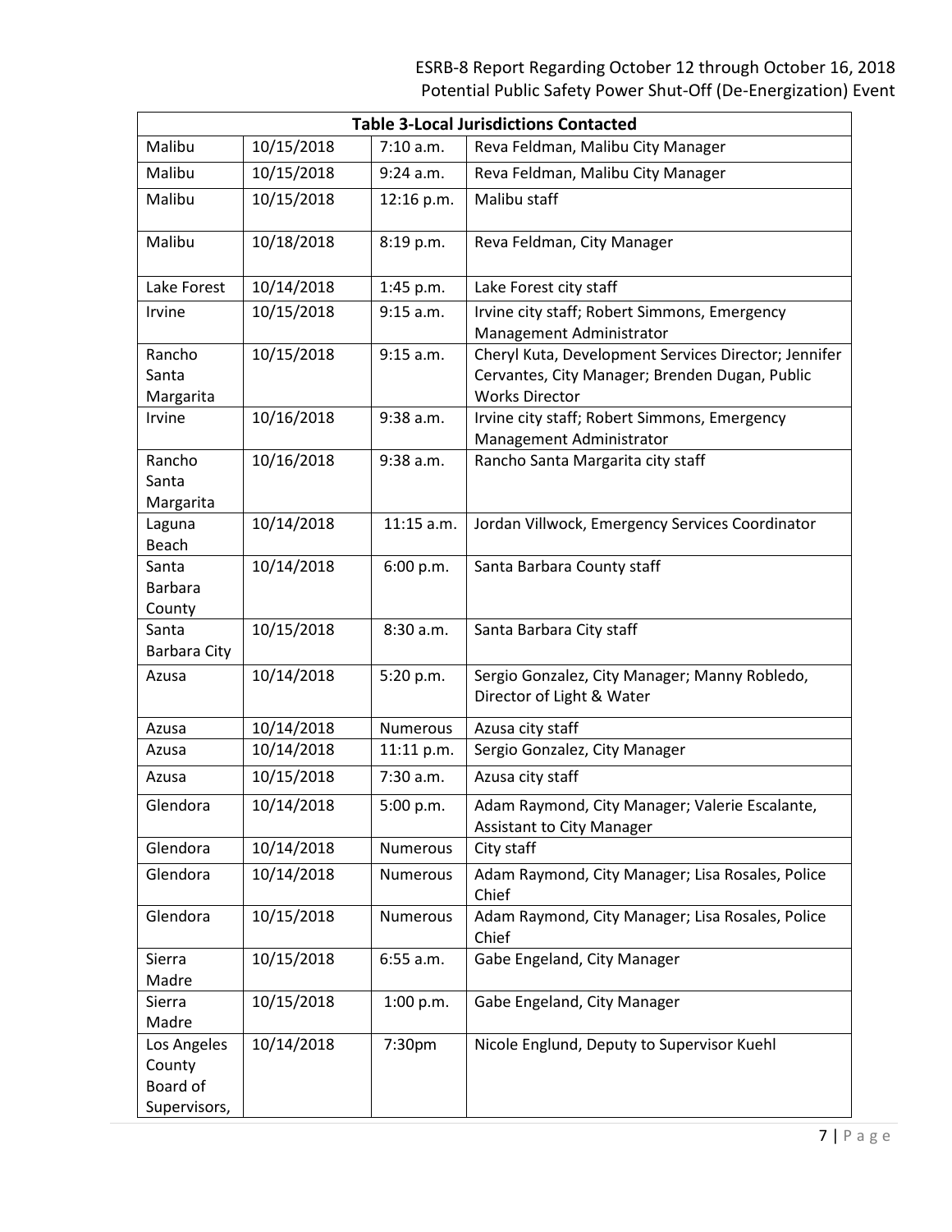| Table 3-Local Jurisdictions Contacted | | | |
|---|---|---|---|
| Malibu | 10/15/2018 | 7:10 a.m. | Reva Feldman, Malibu City Manager |
| Malibu | 10/15/2018 | 9:24 a.m. | Reva Feldman, Malibu City Manager |
| Malibu | 10/15/2018 | 12:16 p.m. | Malibu staff |
| Malibu | 10/18/2018 | 8:19 p.m. | Reva Feldman, City Manager |
| Lake Forest | 10/14/2018 | 1:45 p.m. | Lake Forest city staff |
| Irvine | 10/15/2018 | 9:15 a.m. | Irvine city staff; Robert Simmons, Emergency Management Administrator |
| Rancho Santa Margarita | 10/15/2018 | 9:15 a.m. | Cheryl Kuta, Development Services Director; Jennifer Cervantes, City Manager; Brenden Dugan, Public Works Director |
| Irvine | 10/16/2018 | 9:38 a.m. | Irvine city staff; Robert Simmons, Emergency Management Administrator |
| Rancho Santa Margarita | 10/16/2018 | 9:38 a.m. | Rancho Santa Margarita city staff |
| Laguna Beach | 10/14/2018 | 11:15 a.m. | Jordan Villwock, Emergency Services Coordinator |
| Santa Barbara County | 10/14/2018 | 6:00 p.m. | Santa Barbara County staff |
| Santa Barbara City | 10/15/2018 | 8:30 a.m. | Santa Barbara City staff |
| Azusa | 10/14/2018 | 5:20 p.m. | Sergio Gonzalez, City Manager; Manny Robledo, Director of Light & Water |
| Azusa | 10/14/2018 | Numerous | Azusa city staff |
| Azusa | 10/14/2018 | 11:11 p.m. | Sergio Gonzalez, City Manager |
| Azusa | 10/15/2018 | 7:30 a.m. | Azusa city staff |
| Glendora | 10/14/2018 | 5:00 p.m. | Adam Raymond, City Manager; Valerie Escalante, Assistant to City Manager |
| Glendora | 10/14/2018 | Numerous | City staff |
| Glendora | 10/14/2018 | Numerous | Adam Raymond, City Manager; Lisa Rosales, Police Chief |
| Glendora | 10/15/2018 | Numerous | Adam Raymond, City Manager; Lisa Rosales, Police Chief |
| Sierra Madre | 10/15/2018 | 6:55 a.m. | Gabe Engeland, City Manager |
| Sierra Madre | 10/15/2018 | 1:00 p.m. | Gabe Engeland, City Manager |
| Los Angeles County Board of Supervisors, | 10/14/2018 | 7:30pm | Nicole Englund, Deputy to Supervisor Kuehl |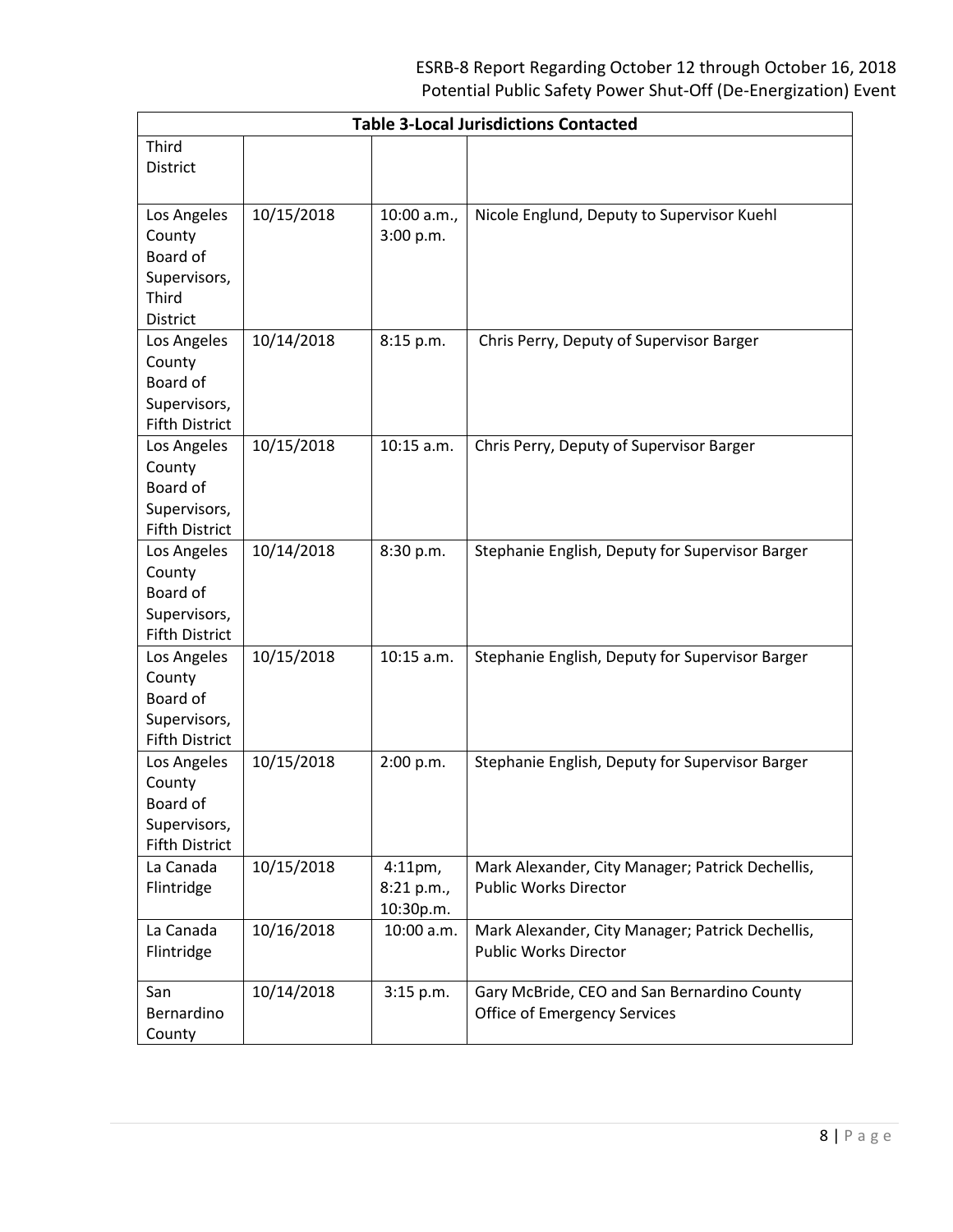| Table 3-Local Jurisdictions Contacted | | | |
|---|---|---|---|
| Third District | | | |
| Los Angeles County Board of Supervisors, Third District | 10/15/2018 | 10:00 a.m., 3:00 p.m. | Nicole Englund, Deputy to Supervisor Kuehl |
| Los Angeles County Board of Supervisors, Fifth District | 10/14/2018 | 8:15 p.m. | Chris Perry, Deputy of Supervisor Barger |
| Los Angeles County Board of Supervisors, Fifth District | 10/15/2018 | 10:15 a.m. | Chris Perry, Deputy of Supervisor Barger |
| Los Angeles County Board of Supervisors, Fifth District | 10/14/2018 | 8:30 p.m. | Stephanie English, Deputy for Supervisor Barger |
| Los Angeles County Board of Supervisors, Fifth District | 10/15/2018 | 10:15 a.m. | Stephanie English, Deputy for Supervisor Barger |
| Los Angeles County Board of Supervisors, Fifth District | 10/15/2018 | 2:00 p.m. | Stephanie English, Deputy for Supervisor Barger |
| La Canada Flintridge | 10/15/2018 | 4:11pm, 8:21 p.m., 10:30p.m. | Mark Alexander, City Manager; Patrick Dechellis, Public Works Director |
| La Canada Flintridge | 10/16/2018 | 10:00 a.m. | Mark Alexander, City Manager; Patrick Dechellis, Public Works Director |
| San Bernardino County | 10/14/2018 | 3:15 p.m. | Gary McBride, CEO and San Bernardino County Office of Emergency Services |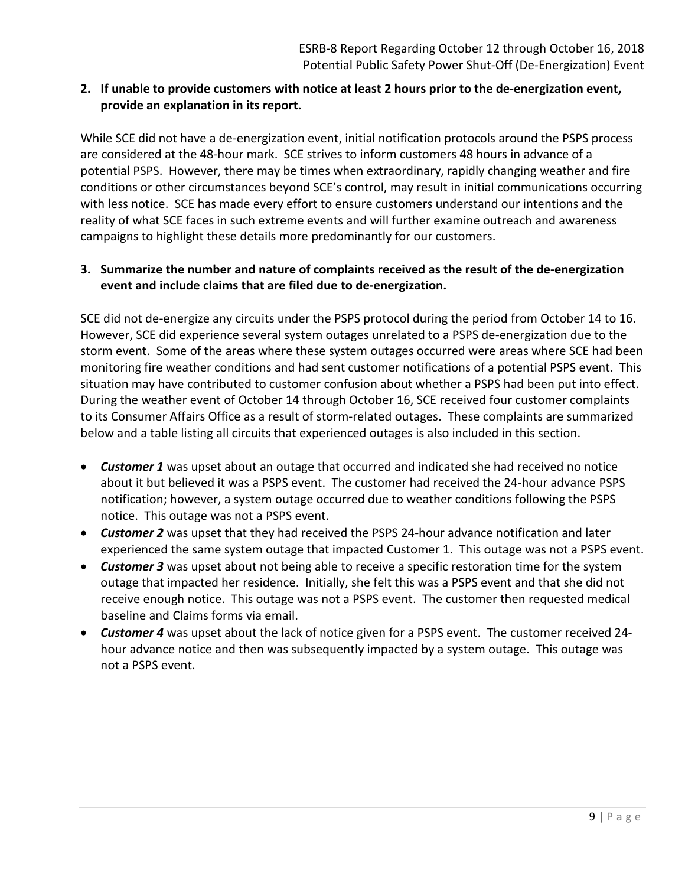**2. If unable to provide customers with notice at least 2 hours prior to the de-energization event, provide an explanation in its report.**

While SCE did not have a de-energization event, initial notification protocols around the PSPS process are considered at the 48-hour mark. SCE strives to inform customers 48 hours in advance of a potential PSPS. However, there may be times when extraordinary, rapidly changing weather and fire conditions or other circumstances beyond SCE's control, may result in initial communications occurring with less notice. SCE has made every effort to ensure customers understand our intentions and the reality of what SCE faces in such extreme events and will further examine outreach and awareness campaigns to highlight these details more predominantly for our customers.

**3. Summarize the number and nature of complaints received as the result of the de-energization event and include claims that are filed due to de-energization.**

SCE did not de-energize any circuits under the PSPS protocol during the period from October 14 to 16. However, SCE did experience several system outages unrelated to a PSPS de-energization due to the storm event. Some of the areas where these system outages occurred were areas where SCE had been monitoring fire weather conditions and had sent customer notifications of a potential PSPS event. This situation may have contributed to customer confusion about whether a PSPS had been put into effect. During the weather event of October 14 through October 16, SCE received four customer complaints to its Consumer Affairs Office as a result of storm-related outages. These complaints are summarized below and a table listing all circuits that experienced outages is also included in this section.

- ***Customer 1*** was upset about an outage that occurred and indicated she had received no notice about it but believed it was a PSPS event. The customer had received the 24-hour advance PSPS notification; however, a system outage occurred due to weather conditions following the PSPS notice. This outage was not a PSPS event.
- ***Customer 2*** was upset that they had received the PSPS 24-hour advance notification and later experienced the same system outage that impacted Customer 1. This outage was not a PSPS event.
- ***Customer 3*** was upset about not being able to receive a specific restoration time for the system outage that impacted her residence. Initially, she felt this was a PSPS event and that she did not receive enough notice. This outage was not a PSPS event. The customer then requested medical baseline and Claims forms via email.
- ***Customer 4*** was upset about the lack of notice given for a PSPS event. The customer received 24-hour advance notice and then was subsequently impacted by a system outage. This outage was not a PSPS event.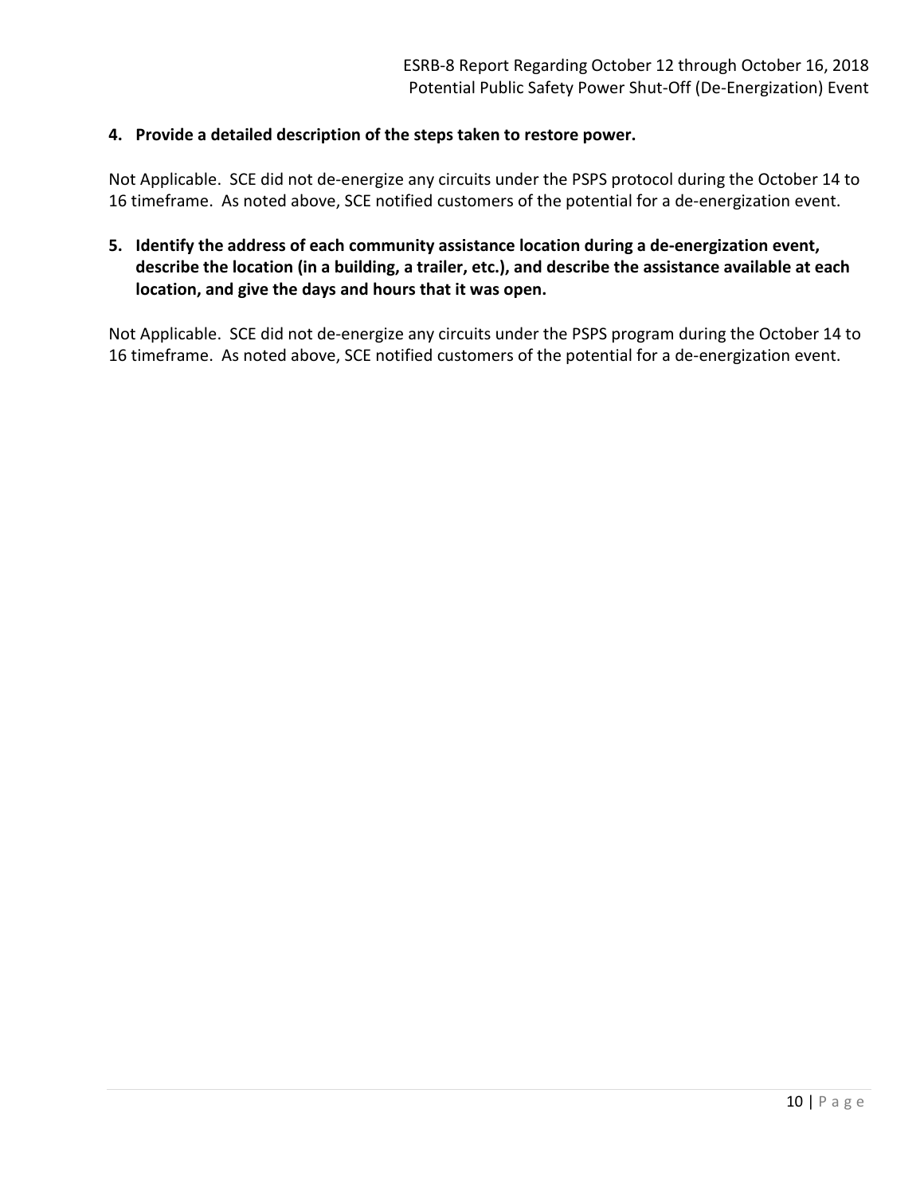**4. Provide a detailed description of the steps taken to restore power.**

Not Applicable. SCE did not de-energize any circuits under the PSPS protocol during the October 14 to 16 timeframe. As noted above, SCE notified customers of the potential for a de-energization event.

**5. Identify the address of each community assistance location during a de-energization event, describe the location (in a building, a trailer, etc.), and describe the assistance available at each location, and give the days and hours that it was open.**

Not Applicable. SCE did not de-energize any circuits under the PSPS program during the October 14 to 16 timeframe. As noted above, SCE notified customers of the potential for a de-energization event.